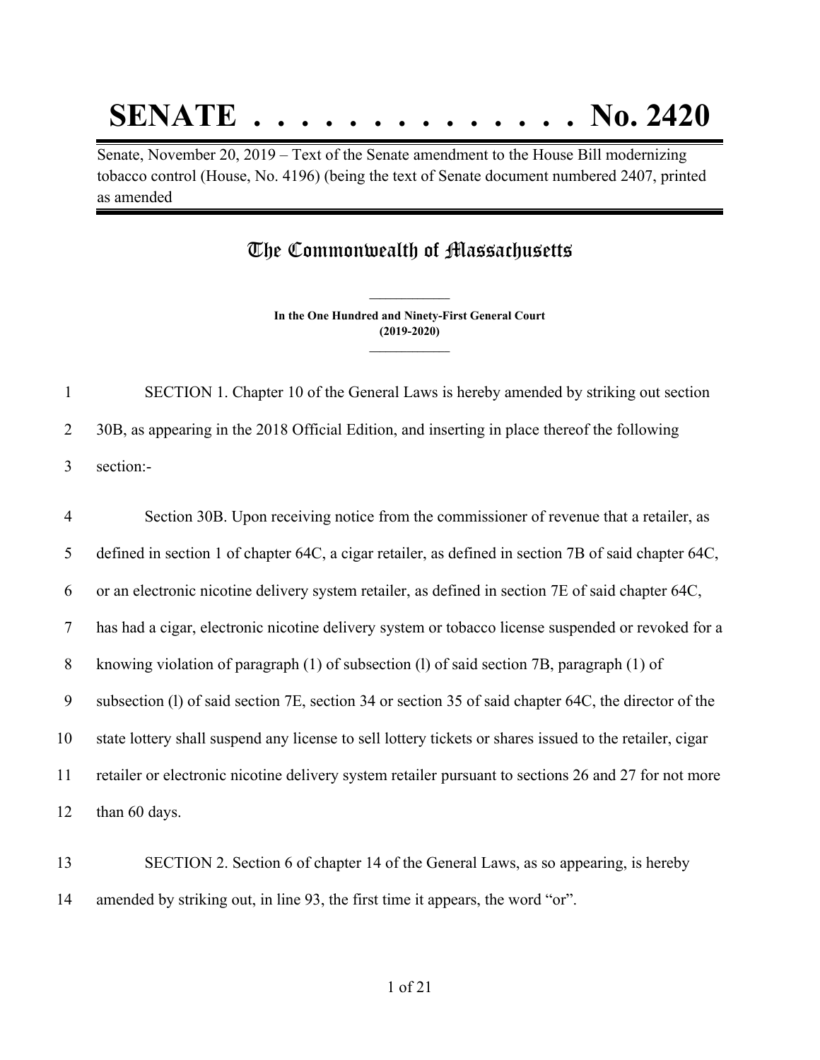# SENATE . . . . . . . . . . . . . . No. 2420

Senate, November 20, 2019 – Text of the Senate amendment to the House Bill modernizing tobacco control (House, No. 4196) (being the text of Senate document numbered 2407, printed as amended

## The Commonwealth of Massachusetts

**In the One Hundred and Ninety-First General Court**
**(2019-2020)**

1 SECTION 1. Chapter 10 of the General Laws is hereby amended by striking out section
2 30B, as appearing in the 2018 Official Edition, and inserting in place thereof the following
3 section:-

4 Section 30B. Upon receiving notice from the commissioner of revenue that a retailer, as
5 defined in section 1 of chapter 64C, a cigar retailer, as defined in section 7B of said chapter 64C,
6 or an electronic nicotine delivery system retailer, as defined in section 7E of said chapter 64C,
7 has had a cigar, electronic nicotine delivery system or tobacco license suspended or revoked for a
8 knowing violation of paragraph (1) of subsection (l) of said section 7B, paragraph (1) of
9 subsection (l) of said section 7E, section 34 or section 35 of said chapter 64C, the director of the
10 state lottery shall suspend any license to sell lottery tickets or shares issued to the retailer, cigar
11 retailer or electronic nicotine delivery system retailer pursuant to sections 26 and 27 for not more
12 than 60 days.

13 SECTION 2. Section 6 of chapter 14 of the General Laws, as so appearing, is hereby
14 amended by striking out, in line 93, the first time it appears, the word "or".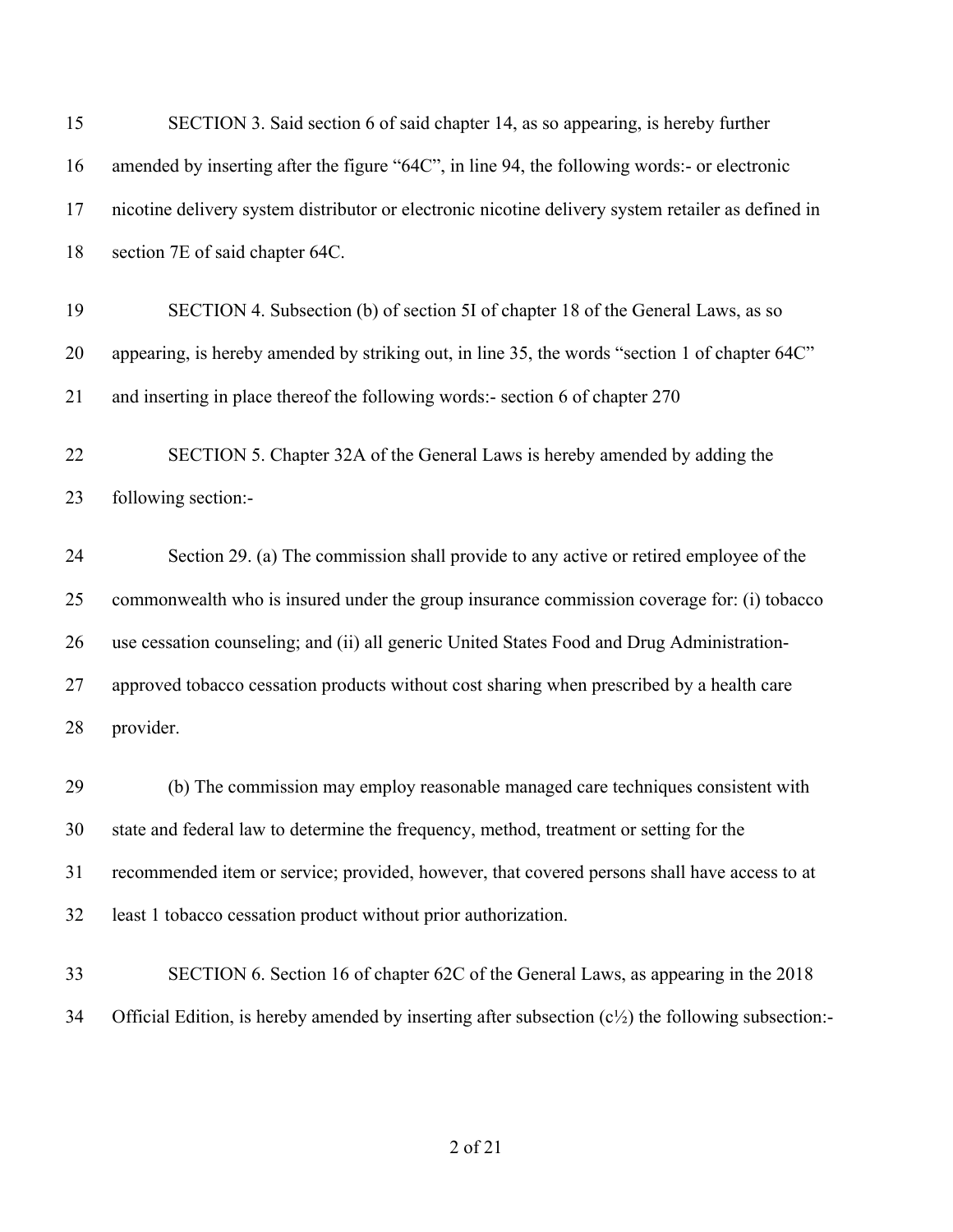SECTION 3. Said section 6 of said chapter 14, as so appearing, is hereby further amended by inserting after the figure "64C", in line 94, the following words:- or electronic nicotine delivery system distributor or electronic nicotine delivery system retailer as defined in section 7E of said chapter 64C.

SECTION 4. Subsection (b) of section 5I of chapter 18 of the General Laws, as so appearing, is hereby amended by striking out, in line 35, the words "section 1 of chapter 64C" and inserting in place thereof the following words:- section 6 of chapter 270

SECTION 5. Chapter 32A of the General Laws is hereby amended by adding the following section:-

Section 29. (a) The commission shall provide to any active or retired employee of the commonwealth who is insured under the group insurance commission coverage for: (i) tobacco use cessation counseling; and (ii) all generic United States Food and Drug Administration-approved tobacco cessation products without cost sharing when prescribed by a health care provider.

(b) The commission may employ reasonable managed care techniques consistent with state and federal law to determine the frequency, method, treatment or setting for the recommended item or service; provided, however, that covered persons shall have access to at least 1 tobacco cessation product without prior authorization.

SECTION 6. Section 16 of chapter 62C of the General Laws, as appearing in the 2018 Official Edition, is hereby amended by inserting after subsection (c½) the following subsection:-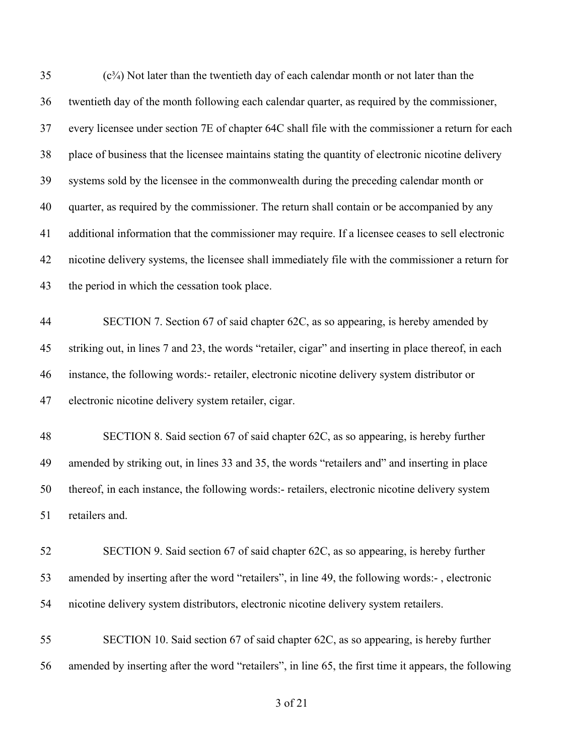(c¾) Not later than the twentieth day of each calendar month or not later than the twentieth day of the month following each calendar quarter, as required by the commissioner, every licensee under section 7E of chapter 64C shall file with the commissioner a return for each place of business that the licensee maintains stating the quantity of electronic nicotine delivery systems sold by the licensee in the commonwealth during the preceding calendar month or quarter, as required by the commissioner. The return shall contain or be accompanied by any additional information that the commissioner may require. If a licensee ceases to sell electronic nicotine delivery systems, the licensee shall immediately file with the commissioner a return for the period in which the cessation took place.

SECTION 7. Section 67 of said chapter 62C, as so appearing, is hereby amended by striking out, in lines 7 and 23, the words "retailer, cigar" and inserting in place thereof, in each instance, the following words:- retailer, electronic nicotine delivery system distributor or electronic nicotine delivery system retailer, cigar.

SECTION 8. Said section 67 of said chapter 62C, as so appearing, is hereby further amended by striking out, in lines 33 and 35, the words "retailers and" and inserting in place thereof, in each instance, the following words:- retailers, electronic nicotine delivery system retailers and.

SECTION 9. Said section 67 of said chapter 62C, as so appearing, is hereby further amended by inserting after the word "retailers", in line 49, the following words:- , electronic nicotine delivery system distributors, electronic nicotine delivery system retailers.

SECTION 10. Said section 67 of said chapter 62C, as so appearing, is hereby further amended by inserting after the word "retailers", in line 65, the first time it appears, the following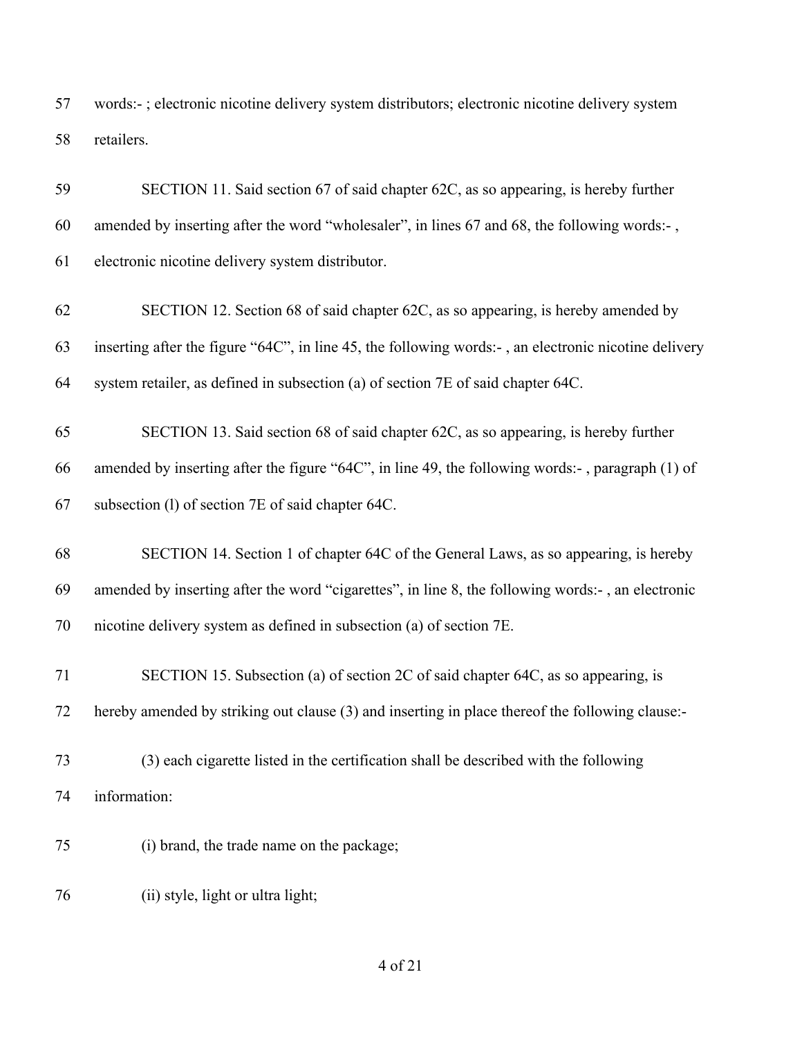words:- ; electronic nicotine delivery system distributors; electronic nicotine delivery system retailers.

SECTION 11. Said section 67 of said chapter 62C, as so appearing, is hereby further amended by inserting after the word "wholesaler", in lines 67 and 68, the following words:- , electronic nicotine delivery system distributor.

SECTION 12. Section 68 of said chapter 62C, as so appearing, is hereby amended by inserting after the figure "64C", in line 45, the following words:- , an electronic nicotine delivery system retailer, as defined in subsection (a) of section 7E of said chapter 64C.

SECTION 13. Said section 68 of said chapter 62C, as so appearing, is hereby further amended by inserting after the figure "64C", in line 49, the following words:- , paragraph (1) of subsection (l) of section 7E of said chapter 64C.

SECTION 14. Section 1 of chapter 64C of the General Laws, as so appearing, is hereby amended by inserting after the word "cigarettes", in line 8, the following words:- , an electronic nicotine delivery system as defined in subsection (a) of section 7E.

SECTION 15. Subsection (a) of section 2C of said chapter 64C, as so appearing, is hereby amended by striking out clause (3) and inserting in place thereof the following clause:-

(3) each cigarette listed in the certification shall be described with the following information:

(i) brand, the trade name on the package;

(ii) style, light or ultra light;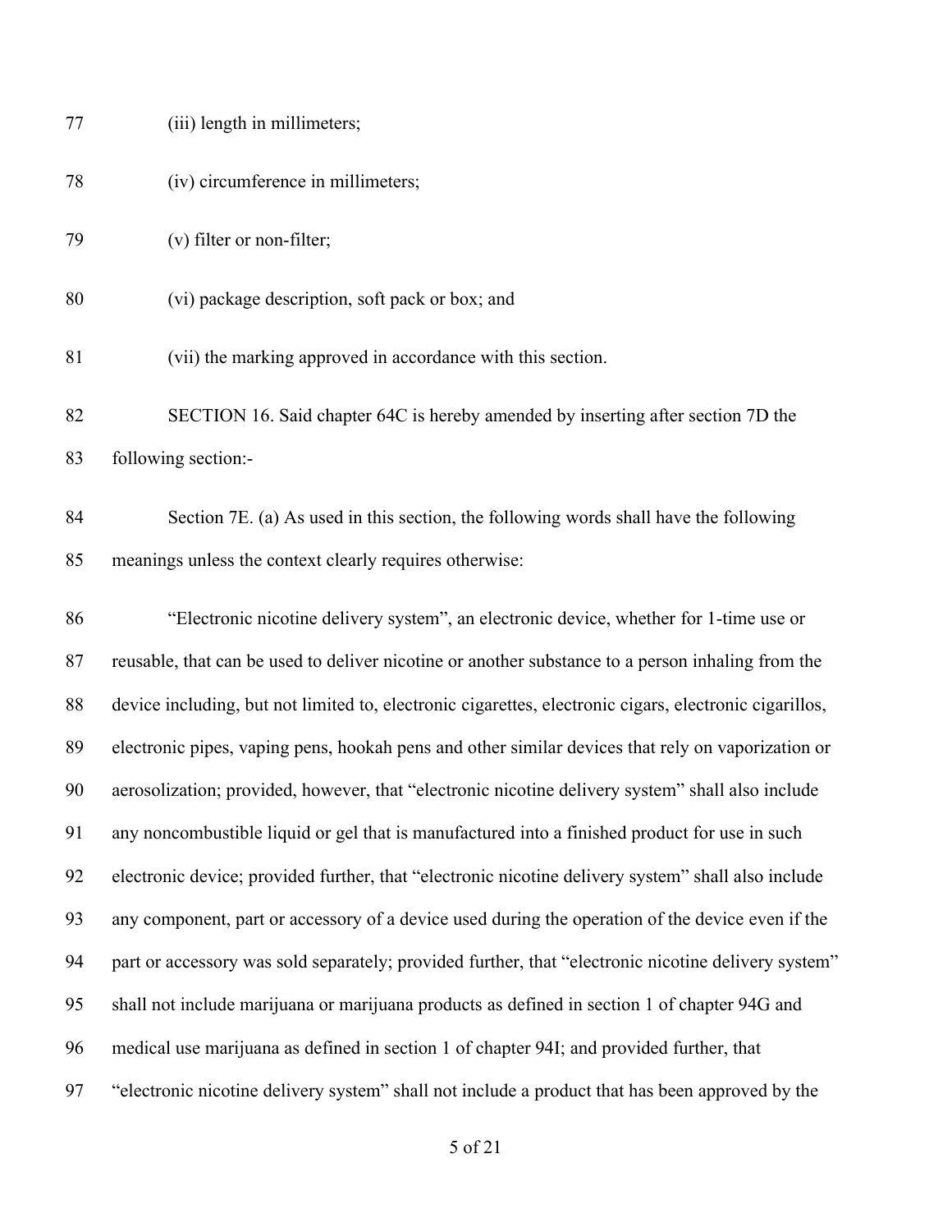(iii) length in millimeters;

(iv) circumference in millimeters;

(v) filter or non-filter;

(vi) package description, soft pack or box; and

(vii) the marking approved in accordance with this section.

SECTION 16. Said chapter 64C is hereby amended by inserting after section 7D the following section:-

Section 7E. (a) As used in this section, the following words shall have the following meanings unless the context clearly requires otherwise:

"Electronic nicotine delivery system", an electronic device, whether for 1-time use or reusable, that can be used to deliver nicotine or another substance to a person inhaling from the device including, but not limited to, electronic cigarettes, electronic cigars, electronic cigarillos, electronic pipes, vaping pens, hookah pens and other similar devices that rely on vaporization or aerosolization; provided, however, that "electronic nicotine delivery system" shall also include any noncombustible liquid or gel that is manufactured into a finished product for use in such electronic device; provided further, that "electronic nicotine delivery system" shall also include any component, part or accessory of a device used during the operation of the device even if the part or accessory was sold separately; provided further, that "electronic nicotine delivery system" shall not include marijuana or marijuana products as defined in section 1 of chapter 94G and medical use marijuana as defined in section 1 of chapter 94I; and provided further, that "electronic nicotine delivery system" shall not include a product that has been approved by the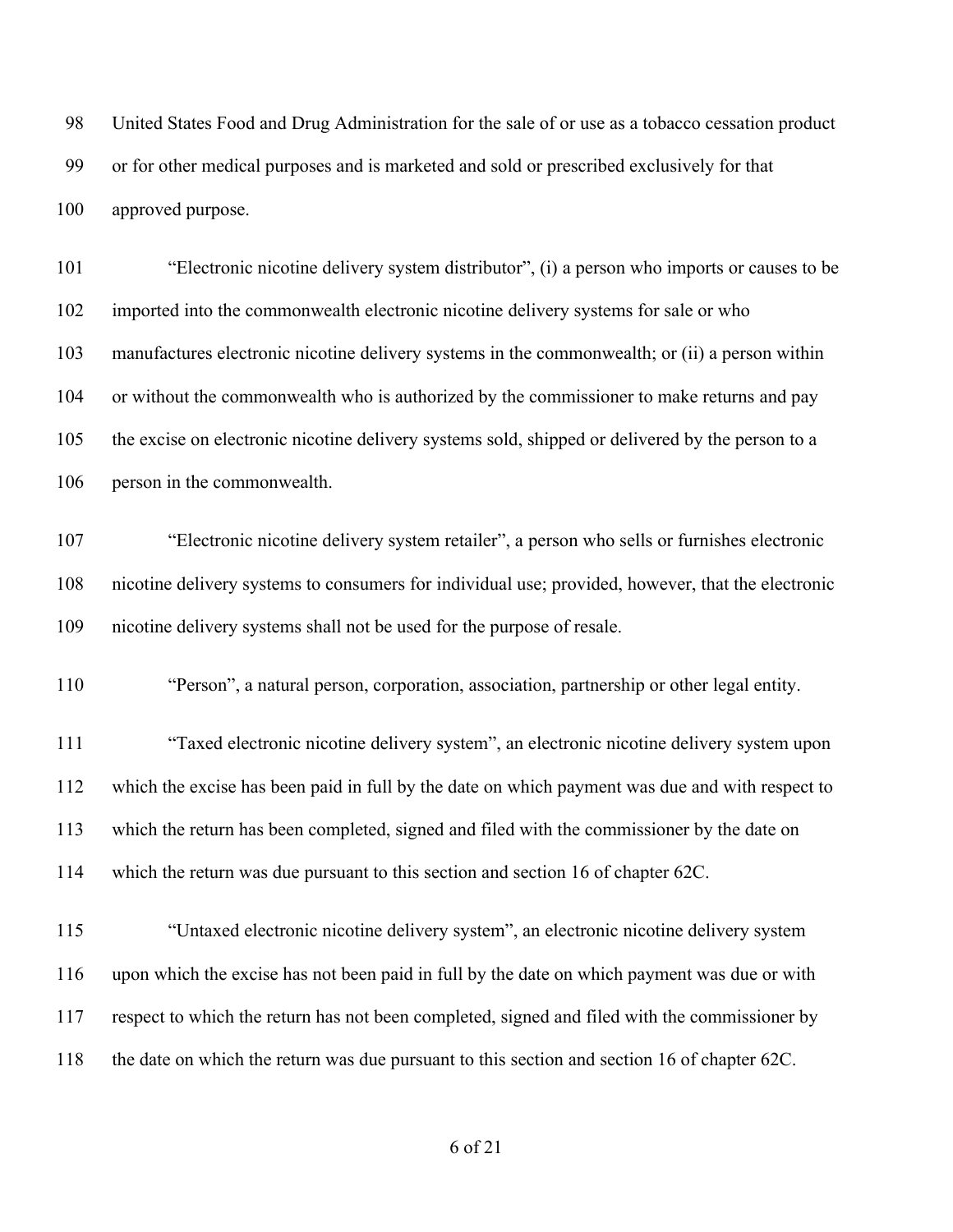United States Food and Drug Administration for the sale of or use as a tobacco cessation product or for other medical purposes and is marketed and sold or prescribed exclusively for that approved purpose.

"Electronic nicotine delivery system distributor", (i) a person who imports or causes to be imported into the commonwealth electronic nicotine delivery systems for sale or who manufactures electronic nicotine delivery systems in the commonwealth; or (ii) a person within or without the commonwealth who is authorized by the commissioner to make returns and pay the excise on electronic nicotine delivery systems sold, shipped or delivered by the person to a person in the commonwealth.

"Electronic nicotine delivery system retailer", a person who sells or furnishes electronic nicotine delivery systems to consumers for individual use; provided, however, that the electronic nicotine delivery systems shall not be used for the purpose of resale.

"Person", a natural person, corporation, association, partnership or other legal entity.

"Taxed electronic nicotine delivery system", an electronic nicotine delivery system upon which the excise has been paid in full by the date on which payment was due and with respect to which the return has been completed, signed and filed with the commissioner by the date on which the return was due pursuant to this section and section 16 of chapter 62C.

"Untaxed electronic nicotine delivery system", an electronic nicotine delivery system upon which the excise has not been paid in full by the date on which payment was due or with respect to which the return has not been completed, signed and filed with the commissioner by the date on which the return was due pursuant to this section and section 16 of chapter 62C.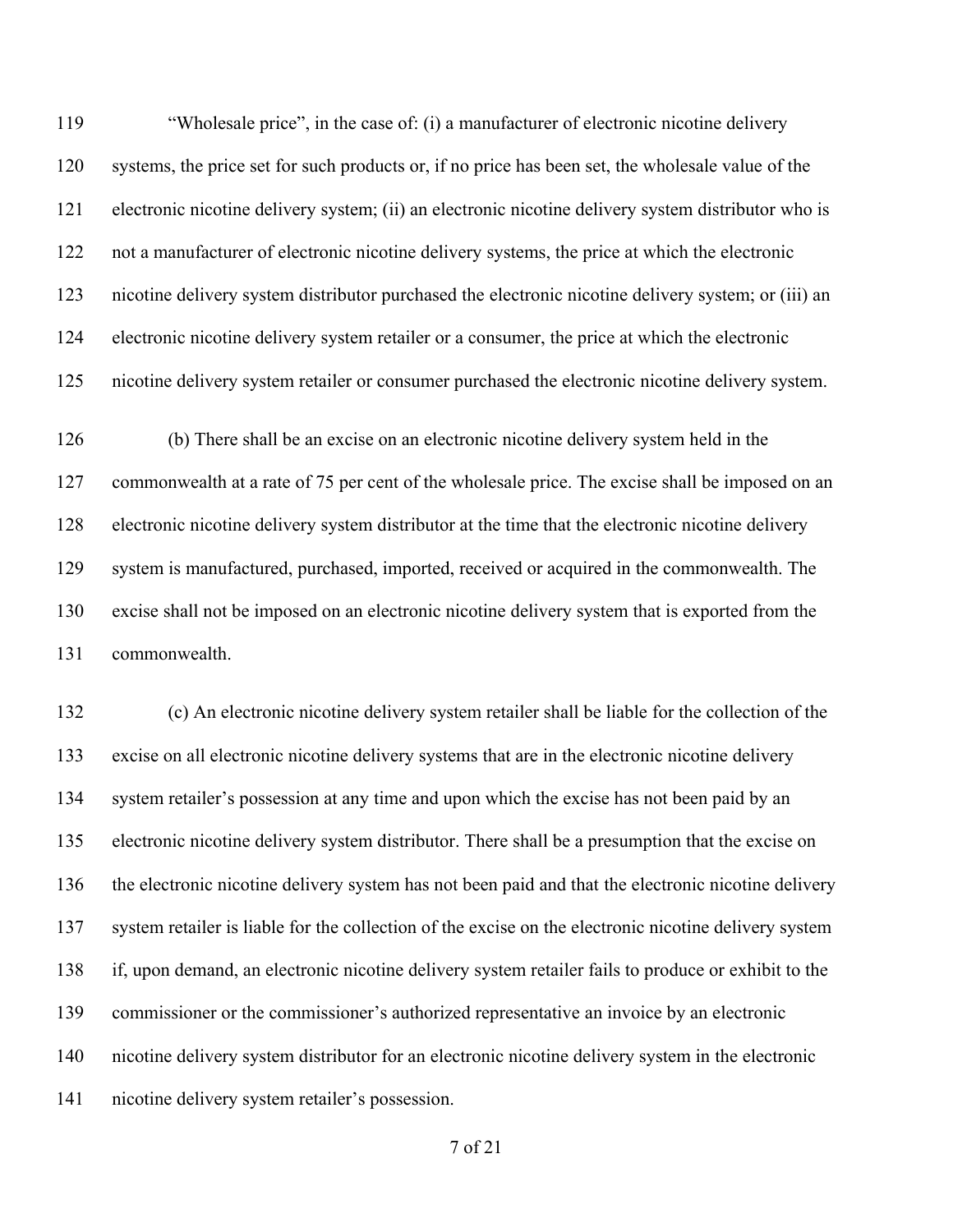"Wholesale price", in the case of: (i) a manufacturer of electronic nicotine delivery systems, the price set for such products or, if no price has been set, the wholesale value of the electronic nicotine delivery system; (ii) an electronic nicotine delivery system distributor who is not a manufacturer of electronic nicotine delivery systems, the price at which the electronic nicotine delivery system distributor purchased the electronic nicotine delivery system; or (iii) an electronic nicotine delivery system retailer or a consumer, the price at which the electronic nicotine delivery system retailer or consumer purchased the electronic nicotine delivery system.

(b) There shall be an excise on an electronic nicotine delivery system held in the commonwealth at a rate of 75 per cent of the wholesale price. The excise shall be imposed on an electronic nicotine delivery system distributor at the time that the electronic nicotine delivery system is manufactured, purchased, imported, received or acquired in the commonwealth. The excise shall not be imposed on an electronic nicotine delivery system that is exported from the commonwealth.

(c) An electronic nicotine delivery system retailer shall be liable for the collection of the excise on all electronic nicotine delivery systems that are in the electronic nicotine delivery system retailer's possession at any time and upon which the excise has not been paid by an electronic nicotine delivery system distributor. There shall be a presumption that the excise on the electronic nicotine delivery system has not been paid and that the electronic nicotine delivery system retailer is liable for the collection of the excise on the electronic nicotine delivery system if, upon demand, an electronic nicotine delivery system retailer fails to produce or exhibit to the commissioner or the commissioner's authorized representative an invoice by an electronic nicotine delivery system distributor for an electronic nicotine delivery system in the electronic nicotine delivery system retailer's possession.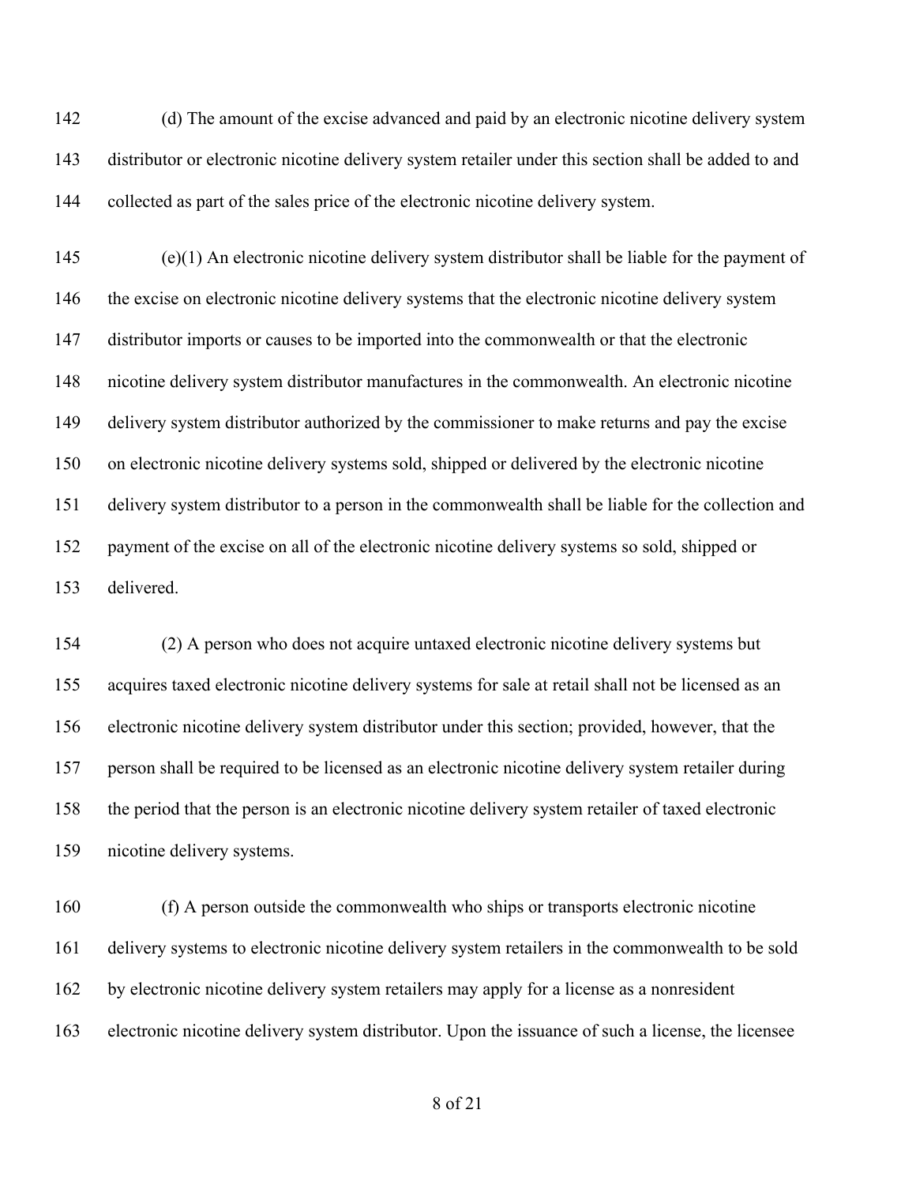(d) The amount of the excise advanced and paid by an electronic nicotine delivery system distributor or electronic nicotine delivery system retailer under this section shall be added to and collected as part of the sales price of the electronic nicotine delivery system.

(e)(1) An electronic nicotine delivery system distributor shall be liable for the payment of the excise on electronic nicotine delivery systems that the electronic nicotine delivery system distributor imports or causes to be imported into the commonwealth or that the electronic nicotine delivery system distributor manufactures in the commonwealth. An electronic nicotine delivery system distributor authorized by the commissioner to make returns and pay the excise on electronic nicotine delivery systems sold, shipped or delivered by the electronic nicotine delivery system distributor to a person in the commonwealth shall be liable for the collection and payment of the excise on all of the electronic nicotine delivery systems so sold, shipped or delivered.

(2) A person who does not acquire untaxed electronic nicotine delivery systems but acquires taxed electronic nicotine delivery systems for sale at retail shall not be licensed as an electronic nicotine delivery system distributor under this section; provided, however, that the person shall be required to be licensed as an electronic nicotine delivery system retailer during the period that the person is an electronic nicotine delivery system retailer of taxed electronic nicotine delivery systems.

(f) A person outside the commonwealth who ships or transports electronic nicotine delivery systems to electronic nicotine delivery system retailers in the commonwealth to be sold by electronic nicotine delivery system retailers may apply for a license as a nonresident electronic nicotine delivery system distributor. Upon the issuance of such a license, the licensee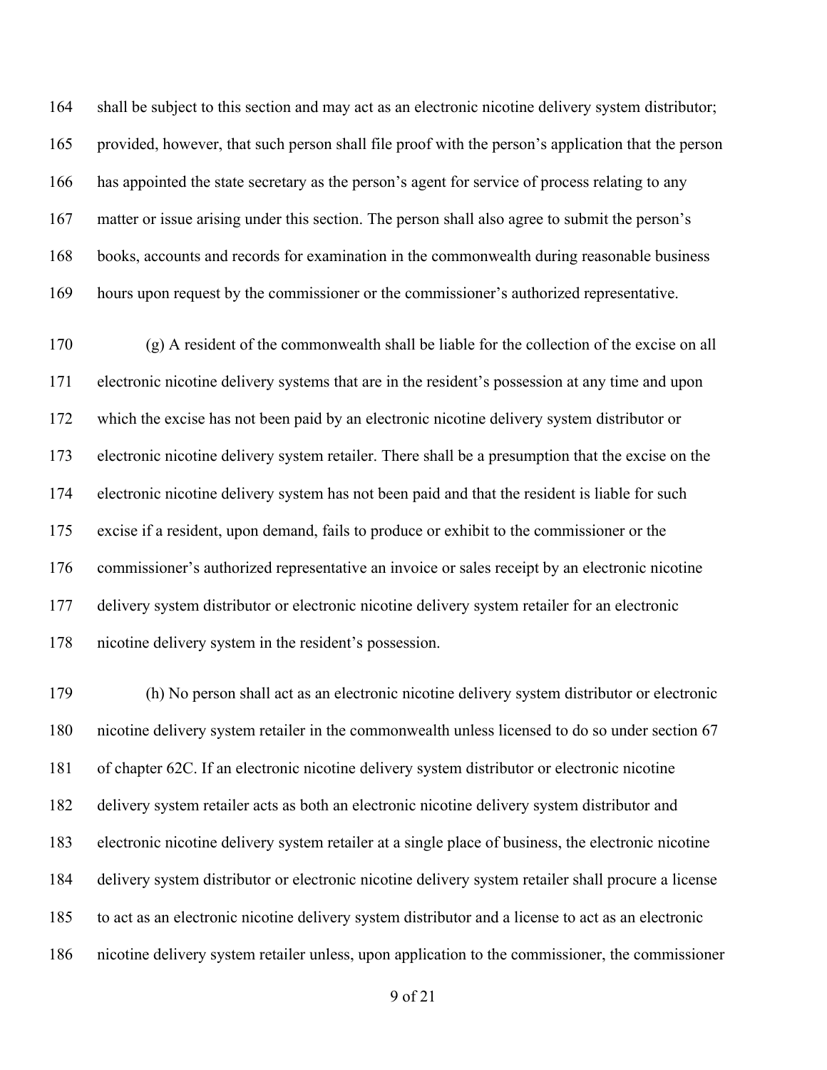shall be subject to this section and may act as an electronic nicotine delivery system distributor; provided, however, that such person shall file proof with the person's application that the person has appointed the state secretary as the person's agent for service of process relating to any matter or issue arising under this section. The person shall also agree to submit the person's books, accounts and records for examination in the commonwealth during reasonable business hours upon request by the commissioner or the commissioner's authorized representative.

(g) A resident of the commonwealth shall be liable for the collection of the excise on all electronic nicotine delivery systems that are in the resident's possession at any time and upon which the excise has not been paid by an electronic nicotine delivery system distributor or electronic nicotine delivery system retailer. There shall be a presumption that the excise on the electronic nicotine delivery system has not been paid and that the resident is liable for such excise if a resident, upon demand, fails to produce or exhibit to the commissioner or the commissioner's authorized representative an invoice or sales receipt by an electronic nicotine delivery system distributor or electronic nicotine delivery system retailer for an electronic nicotine delivery system in the resident's possession.

(h) No person shall act as an electronic nicotine delivery system distributor or electronic nicotine delivery system retailer in the commonwealth unless licensed to do so under section 67 of chapter 62C. If an electronic nicotine delivery system distributor or electronic nicotine delivery system retailer acts as both an electronic nicotine delivery system distributor and electronic nicotine delivery system retailer at a single place of business, the electronic nicotine delivery system distributor or electronic nicotine delivery system retailer shall procure a license to act as an electronic nicotine delivery system distributor and a license to act as an electronic nicotine delivery system retailer unless, upon application to the commissioner, the commissioner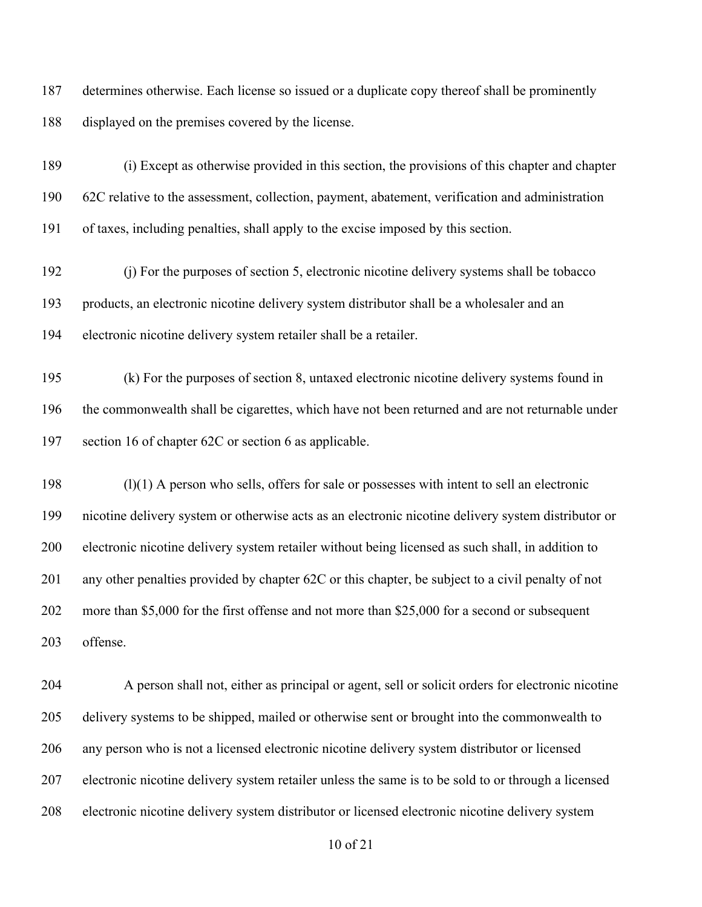determines otherwise. Each license so issued or a duplicate copy thereof shall be prominently displayed on the premises covered by the license.

(i) Except as otherwise provided in this section, the provisions of this chapter and chapter 62C relative to the assessment, collection, payment, abatement, verification and administration of taxes, including penalties, shall apply to the excise imposed by this section.

(j) For the purposes of section 5, electronic nicotine delivery systems shall be tobacco products, an electronic nicotine delivery system distributor shall be a wholesaler and an electronic nicotine delivery system retailer shall be a retailer.

(k) For the purposes of section 8, untaxed electronic nicotine delivery systems found in the commonwealth shall be cigarettes, which have not been returned and are not returnable under section 16 of chapter 62C or section 6 as applicable.

(l)(1) A person who sells, offers for sale or possesses with intent to sell an electronic nicotine delivery system or otherwise acts as an electronic nicotine delivery system distributor or electronic nicotine delivery system retailer without being licensed as such shall, in addition to any other penalties provided by chapter 62C or this chapter, be subject to a civil penalty of not more than $5,000 for the first offense and not more than $25,000 for a second or subsequent offense.

A person shall not, either as principal or agent, sell or solicit orders for electronic nicotine delivery systems to be shipped, mailed or otherwise sent or brought into the commonwealth to any person who is not a licensed electronic nicotine delivery system distributor or licensed electronic nicotine delivery system retailer unless the same is to be sold to or through a licensed electronic nicotine delivery system distributor or licensed electronic nicotine delivery system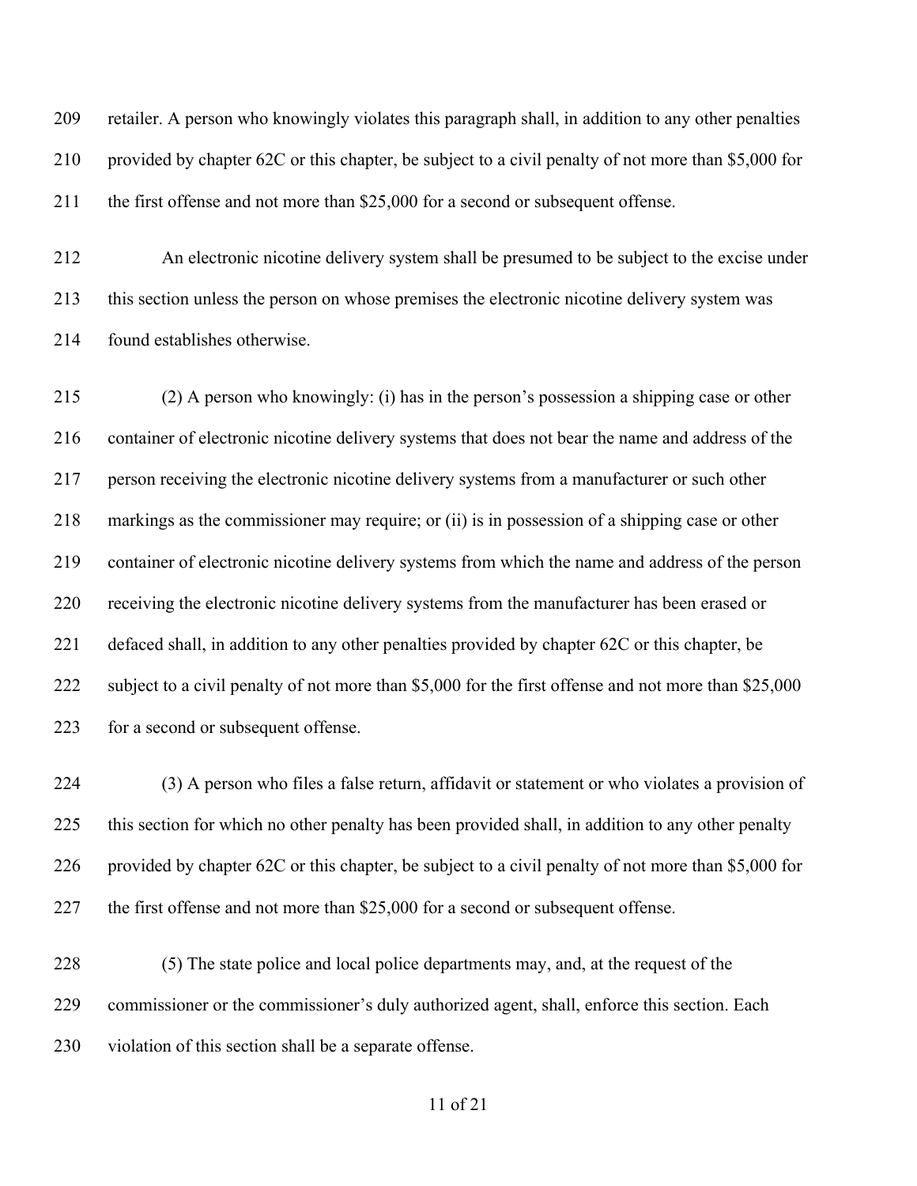retailer. A person who knowingly violates this paragraph shall, in addition to any other penalties provided by chapter 62C or this chapter, be subject to a civil penalty of not more than $5,000 for the first offense and not more than $25,000 for a second or subsequent offense.

An electronic nicotine delivery system shall be presumed to be subject to the excise under this section unless the person on whose premises the electronic nicotine delivery system was found establishes otherwise.

(2) A person who knowingly: (i) has in the person's possession a shipping case or other container of electronic nicotine delivery systems that does not bear the name and address of the person receiving the electronic nicotine delivery systems from a manufacturer or such other markings as the commissioner may require; or (ii) is in possession of a shipping case or other container of electronic nicotine delivery systems from which the name and address of the person receiving the electronic nicotine delivery systems from the manufacturer has been erased or defaced shall, in addition to any other penalties provided by chapter 62C or this chapter, be subject to a civil penalty of not more than $5,000 for the first offense and not more than $25,000 for a second or subsequent offense.

(3) A person who files a false return, affidavit or statement or who violates a provision of this section for which no other penalty has been provided shall, in addition to any other penalty provided by chapter 62C or this chapter, be subject to a civil penalty of not more than $5,000 for the first offense and not more than $25,000 for a second or subsequent offense.

(5) The state police and local police departments may, and, at the request of the commissioner or the commissioner's duly authorized agent, shall, enforce this section. Each violation of this section shall be a separate offense.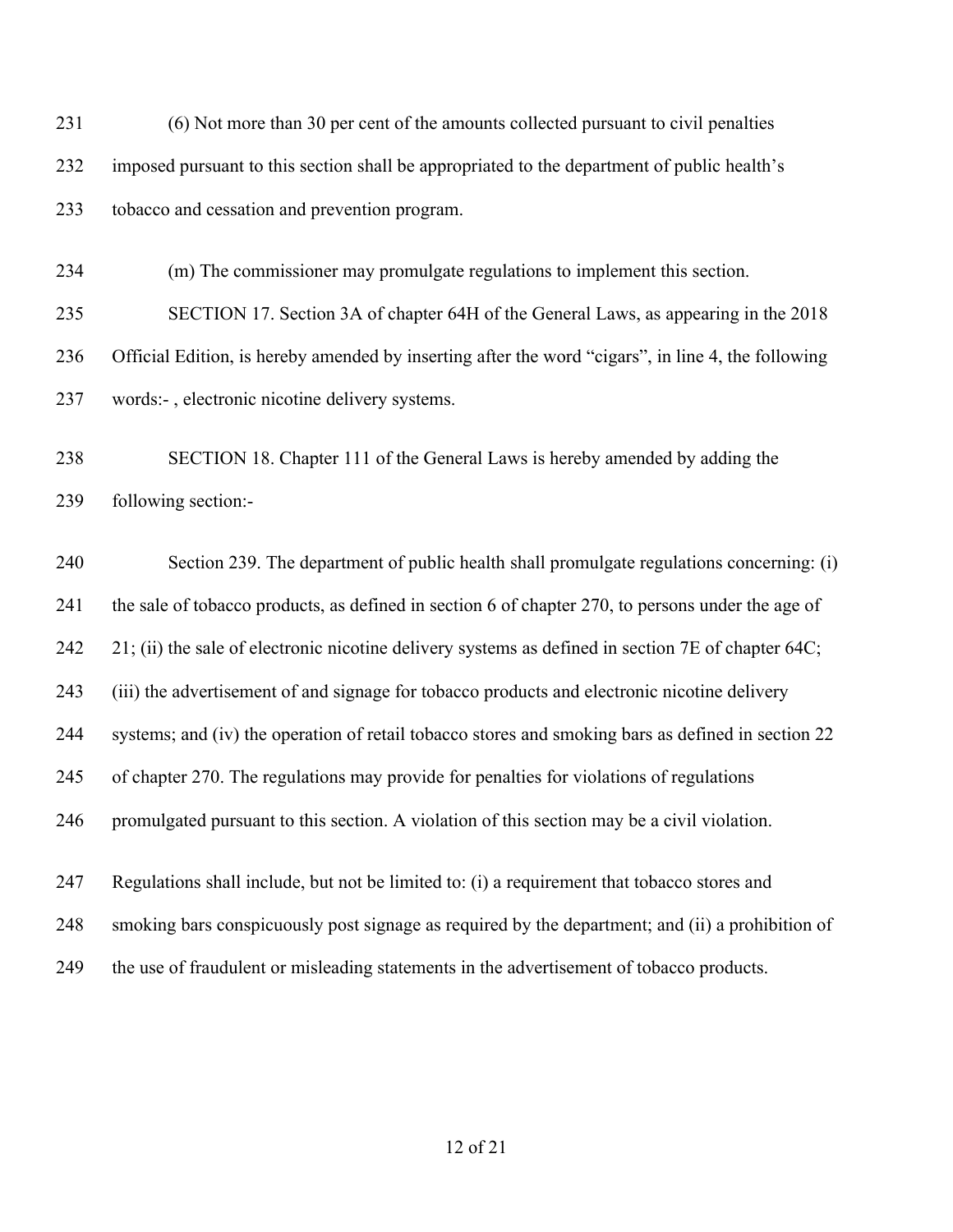(6) Not more than 30 per cent of the amounts collected pursuant to civil penalties imposed pursuant to this section shall be appropriated to the department of public health's tobacco and cessation and prevention program.

(m) The commissioner may promulgate regulations to implement this section.

SECTION 17. Section 3A of chapter 64H of the General Laws, as appearing in the 2018 Official Edition, is hereby amended by inserting after the word "cigars", in line 4, the following words:- , electronic nicotine delivery systems.

SECTION 18. Chapter 111 of the General Laws is hereby amended by adding the following section:-

Section 239. The department of public health shall promulgate regulations concerning: (i) the sale of tobacco products, as defined in section 6 of chapter 270, to persons under the age of 21; (ii) the sale of electronic nicotine delivery systems as defined in section 7E of chapter 64C; (iii) the advertisement of and signage for tobacco products and electronic nicotine delivery systems; and (iv) the operation of retail tobacco stores and smoking bars as defined in section 22 of chapter 270. The regulations may provide for penalties for violations of regulations promulgated pursuant to this section. A violation of this section may be a civil violation.

Regulations shall include, but not be limited to: (i) a requirement that tobacco stores and smoking bars conspicuously post signage as required by the department; and (ii) a prohibition of the use of fraudulent or misleading statements in the advertisement of tobacco products.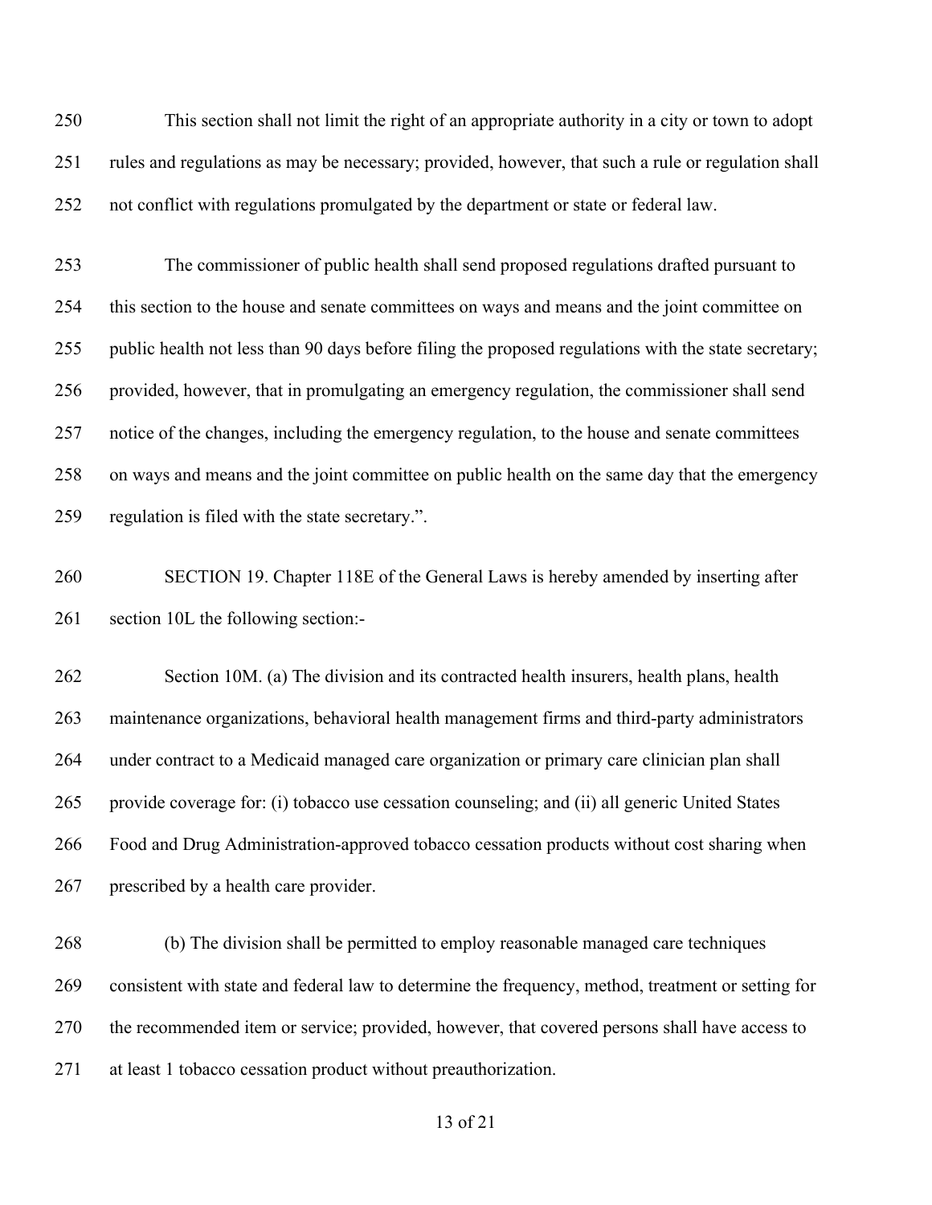This section shall not limit the right of an appropriate authority in a city or town to adopt rules and regulations as may be necessary; provided, however, that such a rule or regulation shall not conflict with regulations promulgated by the department or state or federal law.

The commissioner of public health shall send proposed regulations drafted pursuant to this section to the house and senate committees on ways and means and the joint committee on public health not less than 90 days before filing the proposed regulations with the state secretary; provided, however, that in promulgating an emergency regulation, the commissioner shall send notice of the changes, including the emergency regulation, to the house and senate committees on ways and means and the joint committee on public health on the same day that the emergency regulation is filed with the state secretary.".

SECTION 19. Chapter 118E of the General Laws is hereby amended by inserting after section 10L the following section:-

Section 10M. (a) The division and its contracted health insurers, health plans, health maintenance organizations, behavioral health management firms and third-party administrators under contract to a Medicaid managed care organization or primary care clinician plan shall provide coverage for: (i) tobacco use cessation counseling; and (ii) all generic United States Food and Drug Administration-approved tobacco cessation products without cost sharing when prescribed by a health care provider.

(b) The division shall be permitted to employ reasonable managed care techniques consistent with state and federal law to determine the frequency, method, treatment or setting for the recommended item or service; provided, however, that covered persons shall have access to at least 1 tobacco cessation product without preauthorization.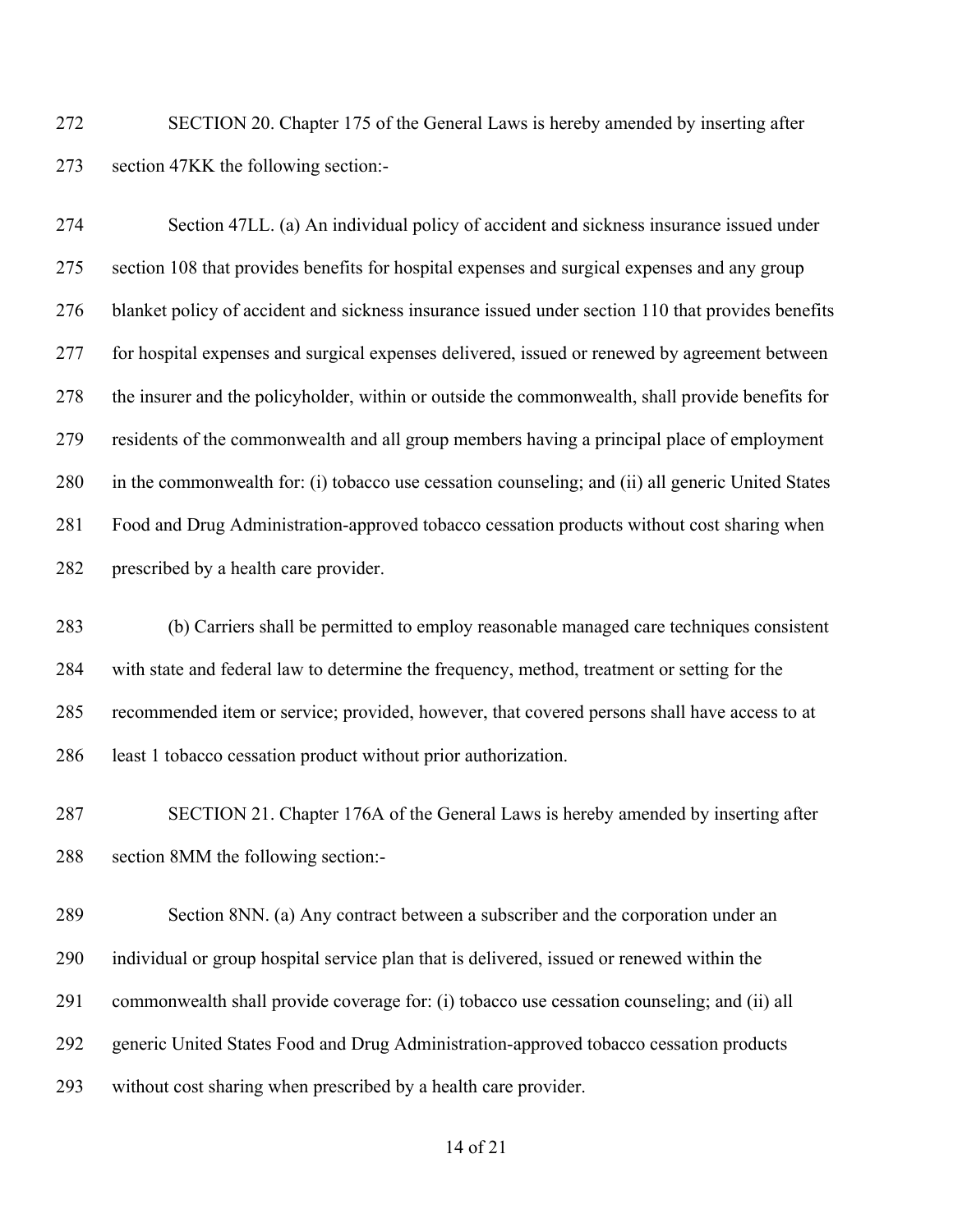SECTION 20. Chapter 175 of the General Laws is hereby amended by inserting after section 47KK the following section:-

Section 47LL. (a) An individual policy of accident and sickness insurance issued under section 108 that provides benefits for hospital expenses and surgical expenses and any group blanket policy of accident and sickness insurance issued under section 110 that provides benefits for hospital expenses and surgical expenses delivered, issued or renewed by agreement between the insurer and the policyholder, within or outside the commonwealth, shall provide benefits for residents of the commonwealth and all group members having a principal place of employment in the commonwealth for: (i) tobacco use cessation counseling; and (ii) all generic United States Food and Drug Administration-approved tobacco cessation products without cost sharing when prescribed by a health care provider.

(b) Carriers shall be permitted to employ reasonable managed care techniques consistent with state and federal law to determine the frequency, method, treatment or setting for the recommended item or service; provided, however, that covered persons shall have access to at least 1 tobacco cessation product without prior authorization.

SECTION 21. Chapter 176A of the General Laws is hereby amended by inserting after section 8MM the following section:-

Section 8NN. (a) Any contract between a subscriber and the corporation under an individual or group hospital service plan that is delivered, issued or renewed within the commonwealth shall provide coverage for: (i) tobacco use cessation counseling; and (ii) all generic United States Food and Drug Administration-approved tobacco cessation products without cost sharing when prescribed by a health care provider.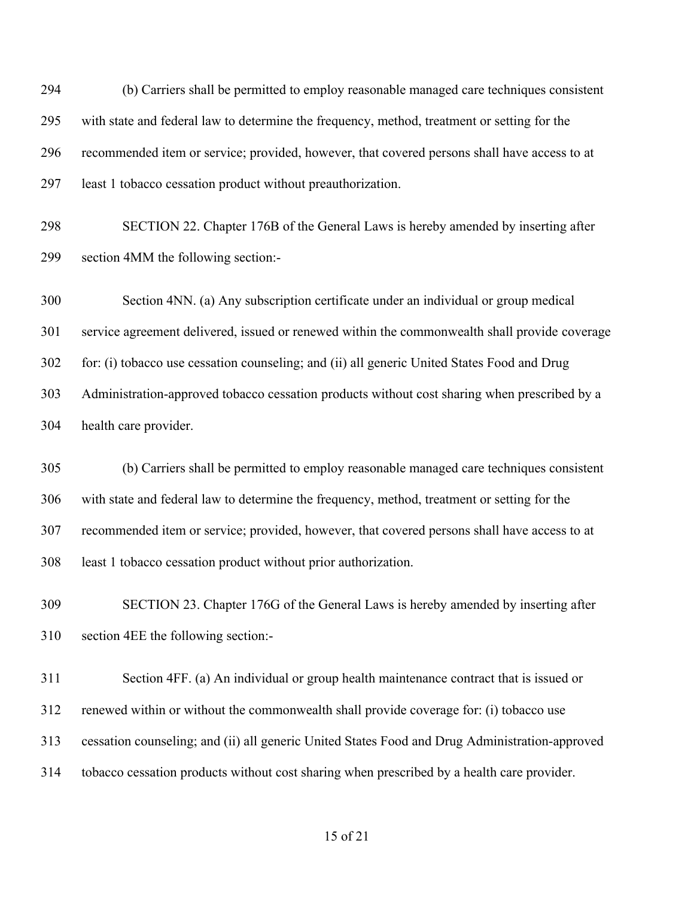(b) Carriers shall be permitted to employ reasonable managed care techniques consistent with state and federal law to determine the frequency, method, treatment or setting for the recommended item or service; provided, however, that covered persons shall have access to at least 1 tobacco cessation product without preauthorization.

SECTION 22. Chapter 176B of the General Laws is hereby amended by inserting after section 4MM the following section:-

Section 4NN. (a) Any subscription certificate under an individual or group medical service agreement delivered, issued or renewed within the commonwealth shall provide coverage for: (i) tobacco use cessation counseling; and (ii) all generic United States Food and Drug Administration-approved tobacco cessation products without cost sharing when prescribed by a health care provider.

(b) Carriers shall be permitted to employ reasonable managed care techniques consistent with state and federal law to determine the frequency, method, treatment or setting for the recommended item or service; provided, however, that covered persons shall have access to at least 1 tobacco cessation product without prior authorization.

SECTION 23. Chapter 176G of the General Laws is hereby amended by inserting after section 4EE the following section:-

Section 4FF. (a) An individual or group health maintenance contract that is issued or renewed within or without the commonwealth shall provide coverage for: (i) tobacco use cessation counseling; and (ii) all generic United States Food and Drug Administration-approved tobacco cessation products without cost sharing when prescribed by a health care provider.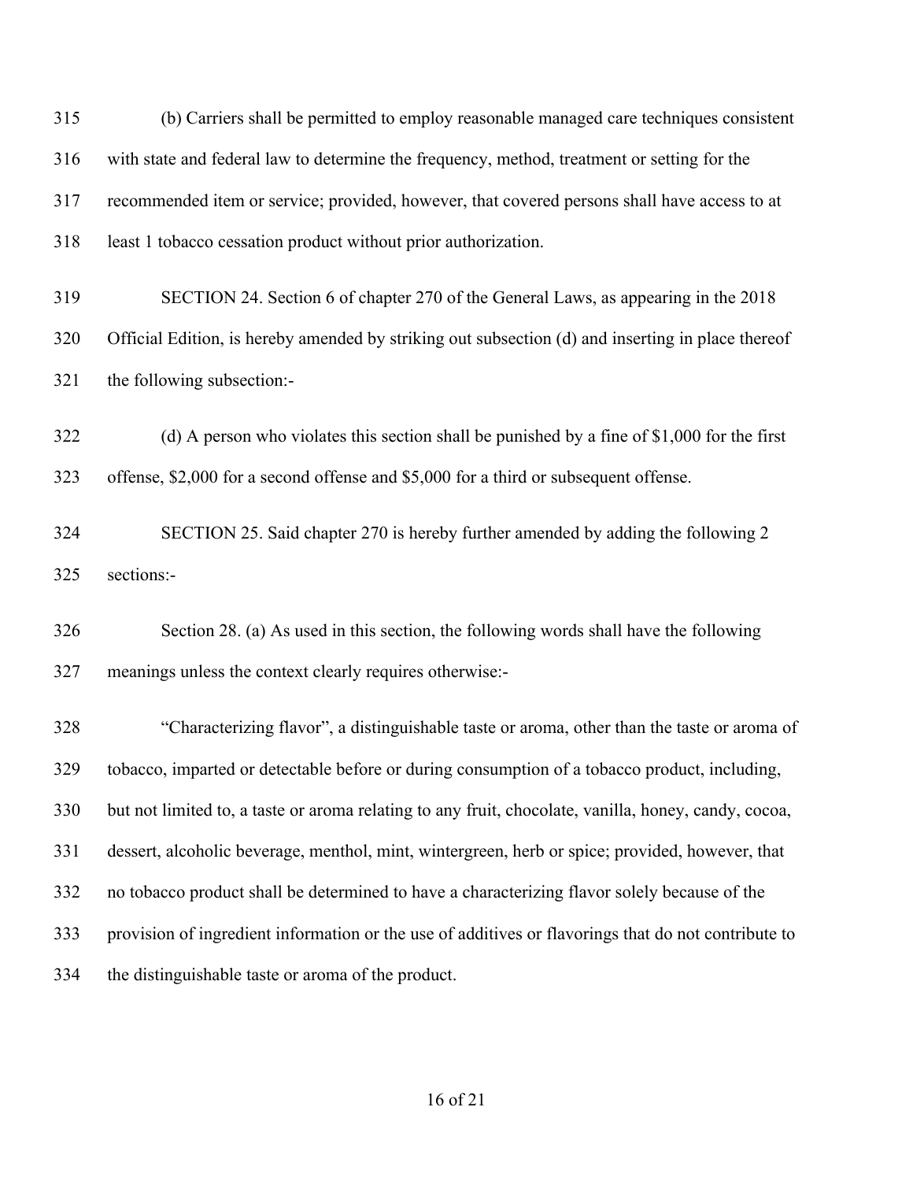(b) Carriers shall be permitted to employ reasonable managed care techniques consistent with state and federal law to determine the frequency, method, treatment or setting for the recommended item or service; provided, however, that covered persons shall have access to at least 1 tobacco cessation product without prior authorization.

SECTION 24. Section 6 of chapter 270 of the General Laws, as appearing in the 2018 Official Edition, is hereby amended by striking out subsection (d) and inserting in place thereof the following subsection:-

(d) A person who violates this section shall be punished by a fine of $1,000 for the first offense, $2,000 for a second offense and $5,000 for a third or subsequent offense.

SECTION 25. Said chapter 270 is hereby further amended by adding the following 2 sections:-

Section 28. (a) As used in this section, the following words shall have the following meanings unless the context clearly requires otherwise:-

"Characterizing flavor", a distinguishable taste or aroma, other than the taste or aroma of tobacco, imparted or detectable before or during consumption of a tobacco product, including, but not limited to, a taste or aroma relating to any fruit, chocolate, vanilla, honey, candy, cocoa, dessert, alcoholic beverage, menthol, mint, wintergreen, herb or spice; provided, however, that no tobacco product shall be determined to have a characterizing flavor solely because of the provision of ingredient information or the use of additives or flavorings that do not contribute to the distinguishable taste or aroma of the product.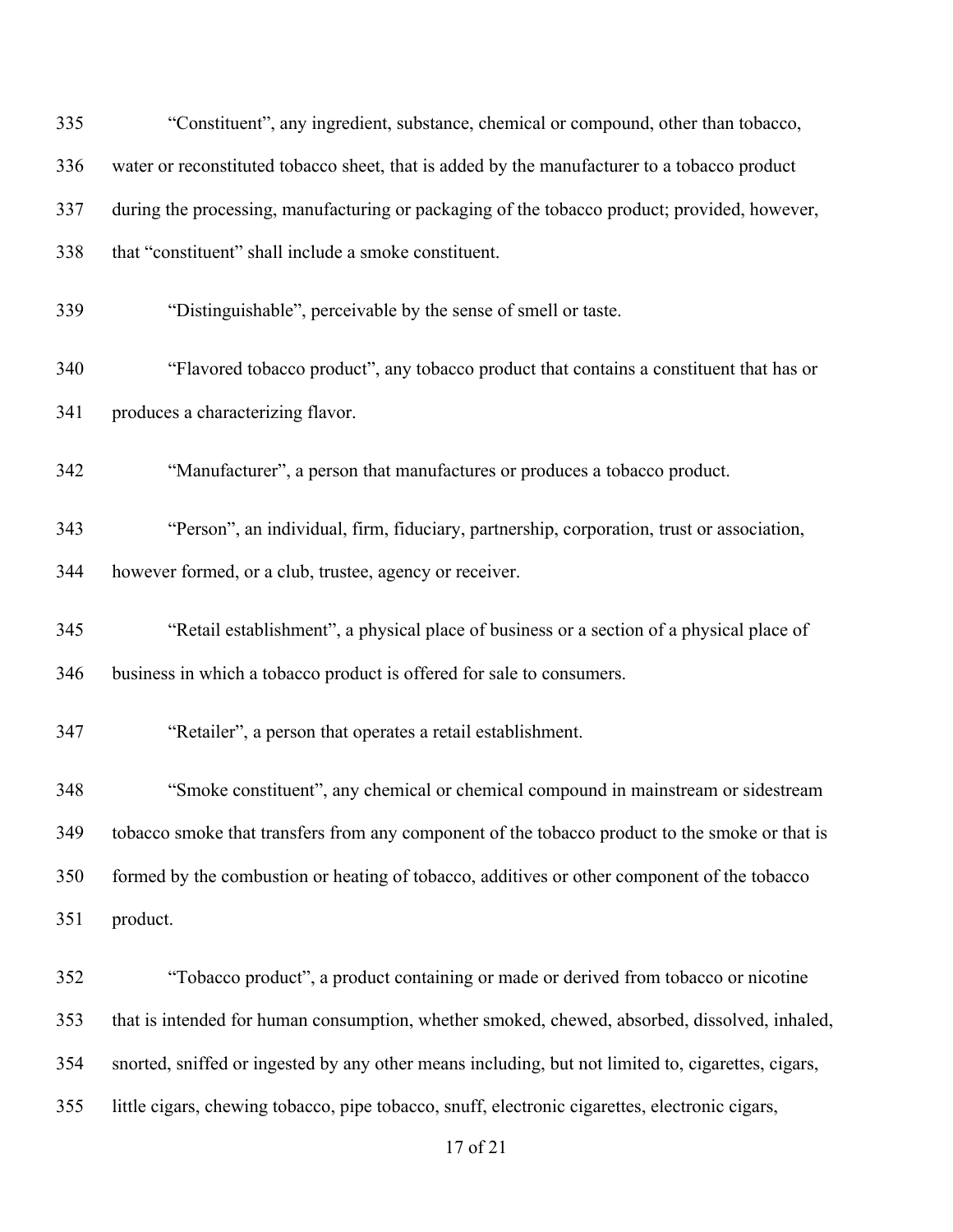"Constituent", any ingredient, substance, chemical or compound, other than tobacco, water or reconstituted tobacco sheet, that is added by the manufacturer to a tobacco product during the processing, manufacturing or packaging of the tobacco product; provided, however, that "constituent" shall include a smoke constituent.

"Distinguishable", perceivable by the sense of smell or taste.

"Flavored tobacco product", any tobacco product that contains a constituent that has or produces a characterizing flavor.

"Manufacturer", a person that manufactures or produces a tobacco product.

"Person", an individual, firm, fiduciary, partnership, corporation, trust or association, however formed, or a club, trustee, agency or receiver.

"Retail establishment", a physical place of business or a section of a physical place of business in which a tobacco product is offered for sale to consumers.

"Retailer", a person that operates a retail establishment.

"Smoke constituent", any chemical or chemical compound in mainstream or sidestream tobacco smoke that transfers from any component of the tobacco product to the smoke or that is formed by the combustion or heating of tobacco, additives or other component of the tobacco product.

"Tobacco product", a product containing or made or derived from tobacco or nicotine that is intended for human consumption, whether smoked, chewed, absorbed, dissolved, inhaled, snorted, sniffed or ingested by any other means including, but not limited to, cigarettes, cigars, little cigars, chewing tobacco, pipe tobacco, snuff, electronic cigarettes, electronic cigars,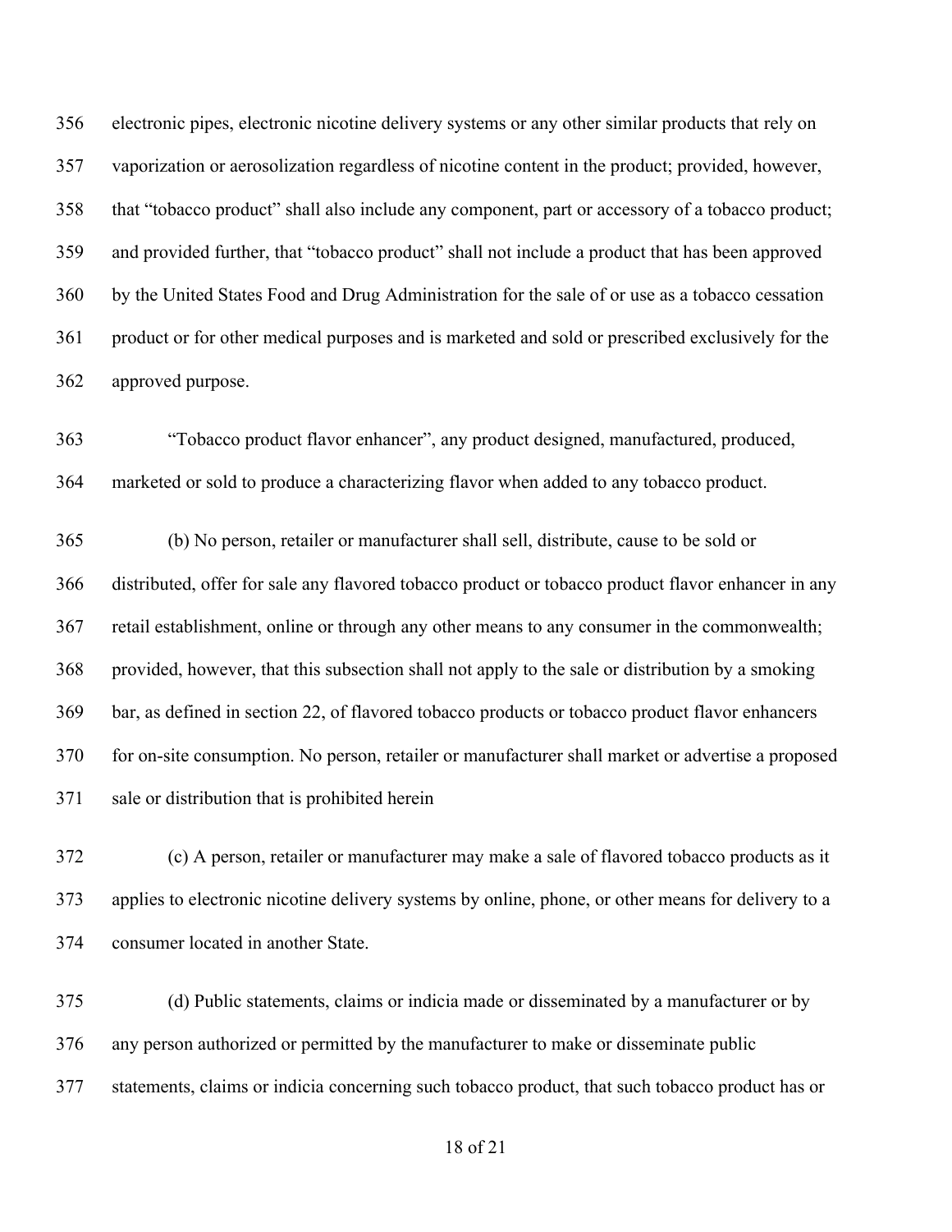electronic pipes, electronic nicotine delivery systems or any other similar products that rely on vaporization or aerosolization regardless of nicotine content in the product; provided, however, that "tobacco product" shall also include any component, part or accessory of a tobacco product; and provided further, that "tobacco product" shall not include a product that has been approved by the United States Food and Drug Administration for the sale of or use as a tobacco cessation product or for other medical purposes and is marketed and sold or prescribed exclusively for the approved purpose.

"Tobacco product flavor enhancer", any product designed, manufactured, produced, marketed or sold to produce a characterizing flavor when added to any tobacco product.

(b) No person, retailer or manufacturer shall sell, distribute, cause to be sold or distributed, offer for sale any flavored tobacco product or tobacco product flavor enhancer in any retail establishment, online or through any other means to any consumer in the commonwealth; provided, however, that this subsection shall not apply to the sale or distribution by a smoking bar, as defined in section 22, of flavored tobacco products or tobacco product flavor enhancers for on-site consumption. No person, retailer or manufacturer shall market or advertise a proposed sale or distribution that is prohibited herein

(c) A person, retailer or manufacturer may make a sale of flavored tobacco products as it applies to electronic nicotine delivery systems by online, phone, or other means for delivery to a consumer located in another State.

(d) Public statements, claims or indicia made or disseminated by a manufacturer or by any person authorized or permitted by the manufacturer to make or disseminate public statements, claims or indicia concerning such tobacco product, that such tobacco product has or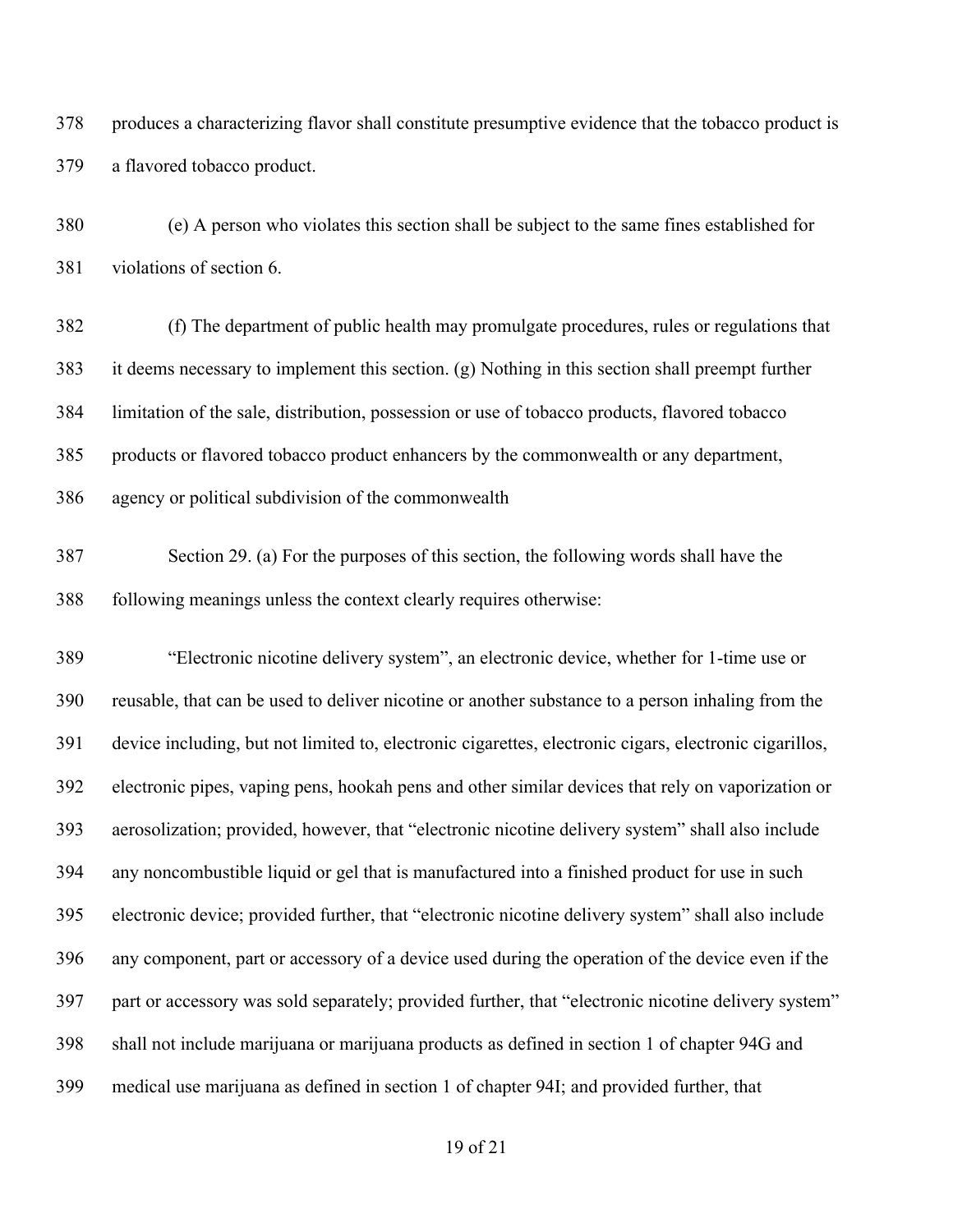produces a characterizing flavor shall constitute presumptive evidence that the tobacco product is a flavored tobacco product.

(e) A person who violates this section shall be subject to the same fines established for violations of section 6.

(f) The department of public health may promulgate procedures, rules or regulations that it deems necessary to implement this section. (g) Nothing in this section shall preempt further limitation of the sale, distribution, possession or use of tobacco products, flavored tobacco products or flavored tobacco product enhancers by the commonwealth or any department, agency or political subdivision of the commonwealth

Section 29. (a) For the purposes of this section, the following words shall have the following meanings unless the context clearly requires otherwise:

"Electronic nicotine delivery system", an electronic device, whether for 1-time use or reusable, that can be used to deliver nicotine or another substance to a person inhaling from the device including, but not limited to, electronic cigarettes, electronic cigars, electronic cigarillos, electronic pipes, vaping pens, hookah pens and other similar devices that rely on vaporization or aerosolization; provided, however, that "electronic nicotine delivery system" shall also include any noncombustible liquid or gel that is manufactured into a finished product for use in such electronic device; provided further, that "electronic nicotine delivery system" shall also include any component, part or accessory of a device used during the operation of the device even if the part or accessory was sold separately; provided further, that "electronic nicotine delivery system" shall not include marijuana or marijuana products as defined in section 1 of chapter 94G and medical use marijuana as defined in section 1 of chapter 94I; and provided further, that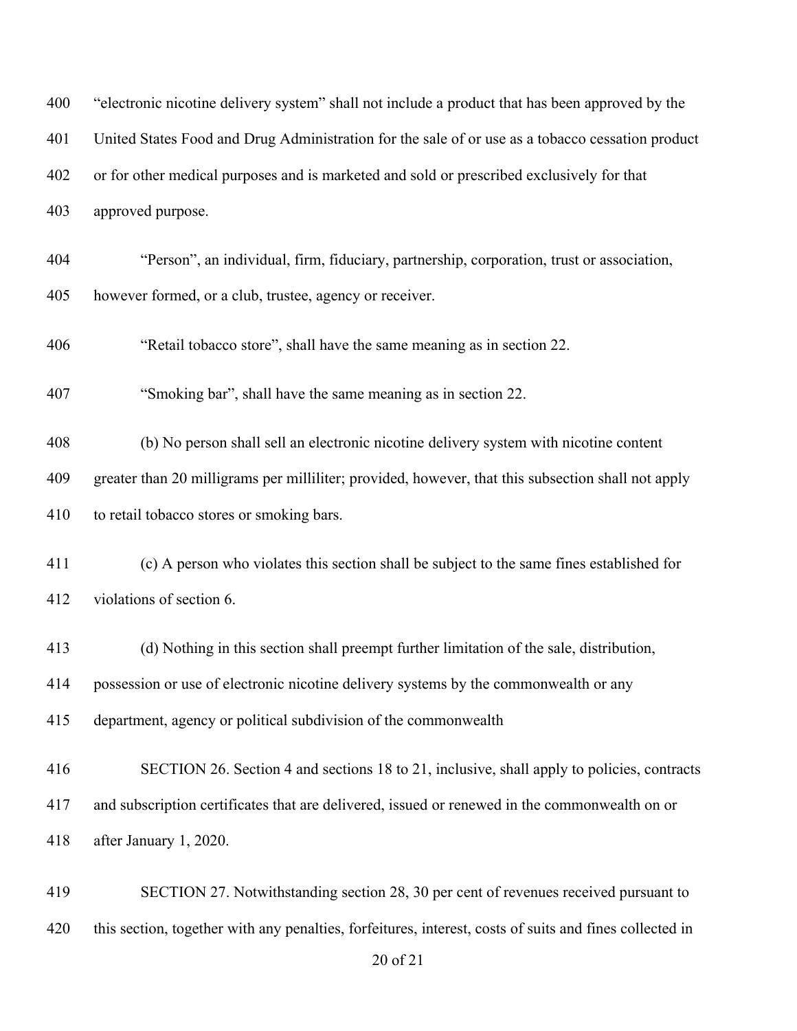"electronic nicotine delivery system" shall not include a product that has been approved by the United States Food and Drug Administration for the sale of or use as a tobacco cessation product or for other medical purposes and is marketed and sold or prescribed exclusively for that approved purpose.

"Person", an individual, firm, fiduciary, partnership, corporation, trust or association, however formed, or a club, trustee, agency or receiver.

"Retail tobacco store", shall have the same meaning as in section 22.

"Smoking bar", shall have the same meaning as in section 22.

(b) No person shall sell an electronic nicotine delivery system with nicotine content greater than 20 milligrams per milliliter; provided, however, that this subsection shall not apply to retail tobacco stores or smoking bars.

(c) A person who violates this section shall be subject to the same fines established for violations of section 6.

(d) Nothing in this section shall preempt further limitation of the sale, distribution, possession or use of electronic nicotine delivery systems by the commonwealth or any department, agency or political subdivision of the commonwealth

SECTION 26. Section 4 and sections 18 to 21, inclusive, shall apply to policies, contracts and subscription certificates that are delivered, issued or renewed in the commonwealth on or after January 1, 2020.

SECTION 27. Notwithstanding section 28, 30 per cent of revenues received pursuant to this section, together with any penalties, forfeitures, interest, costs of suits and fines collected in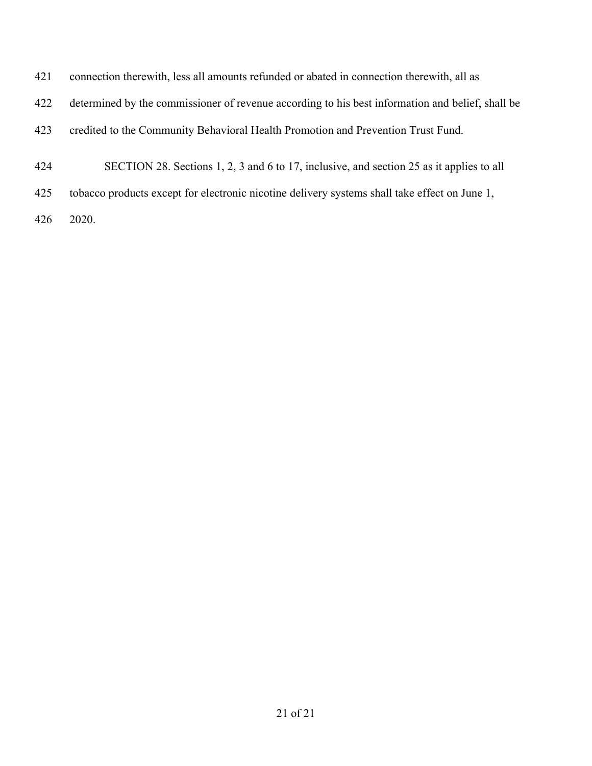connection therewith, less all amounts refunded or abated in connection therewith, all as determined by the commissioner of revenue according to his best information and belief, shall be credited to the Community Behavioral Health Promotion and Prevention Trust Fund.

SECTION 28. Sections 1, 2, 3 and 6 to 17, inclusive, and section 25 as it applies to all tobacco products except for electronic nicotine delivery systems shall take effect on June 1, 2020.